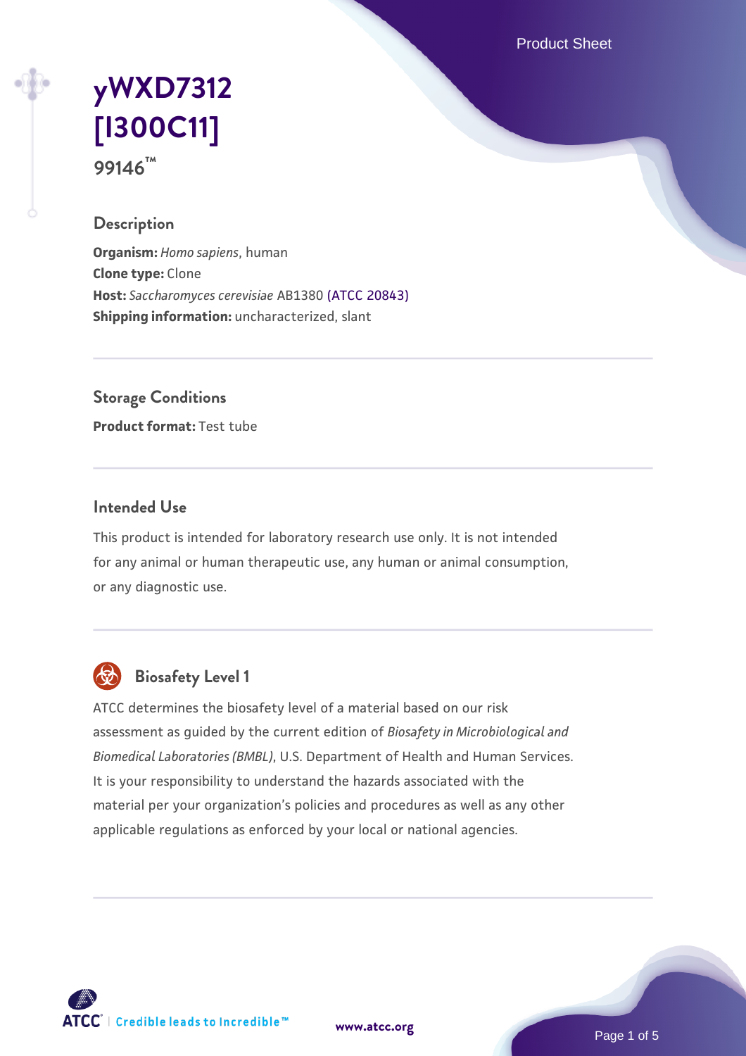# yWXD7312 [I300C11]

99146™

## Description

**Organism:** *Homo sapiens*, human
**Clone type:** Clone
**Host:** *Saccharomyces cerevisiae* AB1380 (ATCC 20843)
**Shipping information:** uncharacterized, slant

## Storage Conditions

**Product format:** Test tube

## Intended Use

This product is intended for laboratory research use only. It is not intended for any animal or human therapeutic use, any human or animal consumption, or any diagnostic use.

## Biosafety Level 1

ATCC determines the biosafety level of a material based on our risk assessment as guided by the current edition of *Biosafety in Microbiological and Biomedical Laboratories (BMBL)*, U.S. Department of Health and Human Services. It is your responsibility to understand the hazards associated with the material per your organization's policies and procedures as well as any other applicable regulations as enforced by your local or national agencies.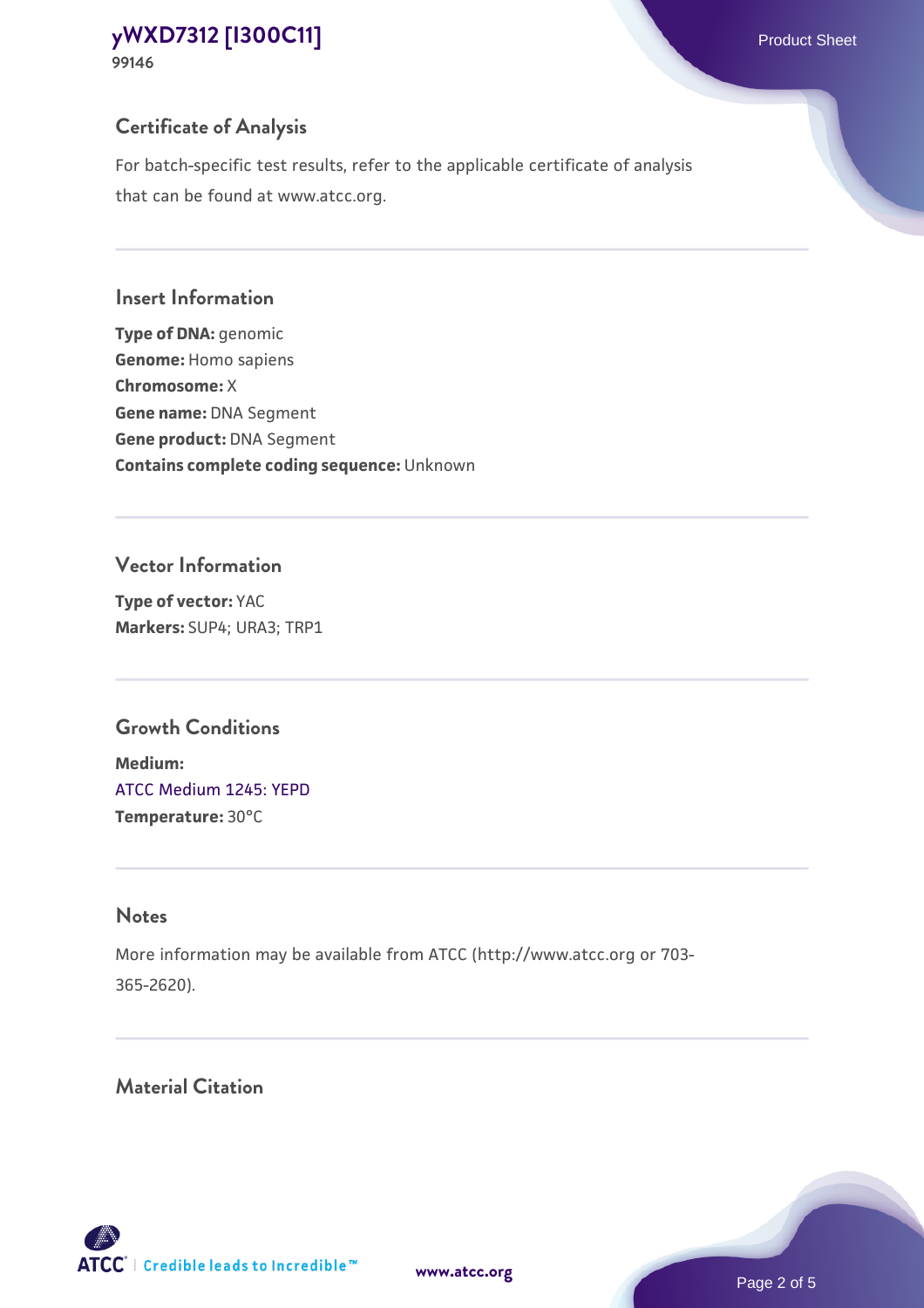## Certificate of Analysis

For batch-specific test results, refer to the applicable certificate of analysis that can be found at www.atcc.org.

## Insert Information

**Type of DNA:** genomic
**Genome:** Homo sapiens
**Chromosome:** X
**Gene name:** DNA Segment
**Gene product:** DNA Segment
**Contains complete coding sequence:** Unknown

## Vector Information

**Type of vector:** YAC
**Markers:** SUP4; URA3; TRP1

## Growth Conditions

**Medium:**
ATCC Medium 1245: YEPD
**Temperature:** 30°C

## Notes

More information may be available from ATCC (http://www.atcc.org or 703-365-2620).

## Material Citation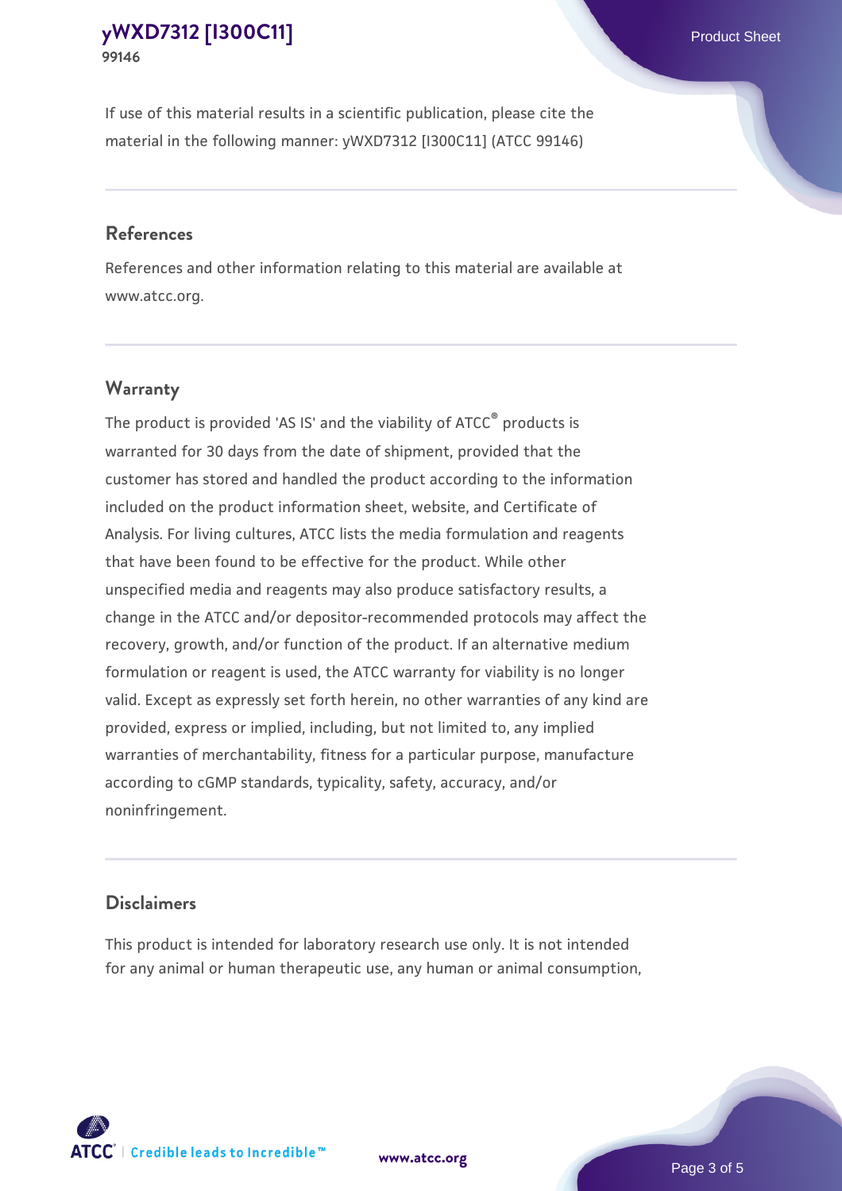If use of this material results in a scientific publication, please cite the material in the following manner: yWXD7312 [I300C11] (ATCC 99146)

## References

References and other information relating to this material are available at www.atcc.org.

## Warranty

The product is provided 'AS IS' and the viability of ATCC® products is warranted for 30 days from the date of shipment, provided that the customer has stored and handled the product according to the information included on the product information sheet, website, and Certificate of Analysis. For living cultures, ATCC lists the media formulation and reagents that have been found to be effective for the product. While other unspecified media and reagents may also produce satisfactory results, a change in the ATCC and/or depositor-recommended protocols may affect the recovery, growth, and/or function of the product. If an alternative medium formulation or reagent is used, the ATCC warranty for viability is no longer valid. Except as expressly set forth herein, no other warranties of any kind are provided, express or implied, including, but not limited to, any implied warranties of merchantability, fitness for a particular purpose, manufacture according to cGMP standards, typicality, safety, accuracy, and/or noninfringement.

## Disclaimers

This product is intended for laboratory research use only. It is not intended for any animal or human therapeutic use, any human or animal consumption,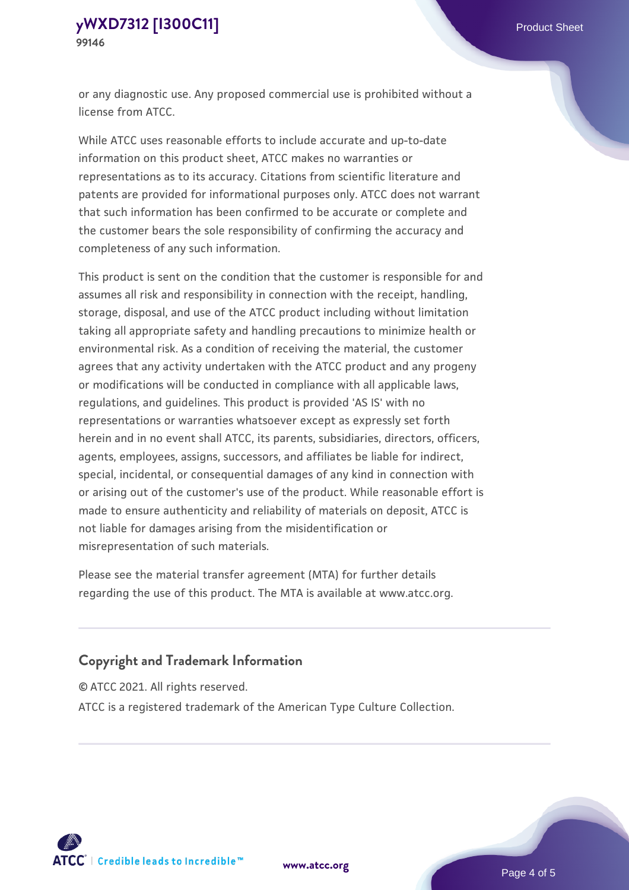or any diagnostic use. Any proposed commercial use is prohibited without a license from ATCC.

While ATCC uses reasonable efforts to include accurate and up-to-date information on this product sheet, ATCC makes no warranties or representations as to its accuracy. Citations from scientific literature and patents are provided for informational purposes only. ATCC does not warrant that such information has been confirmed to be accurate or complete and the customer bears the sole responsibility of confirming the accuracy and completeness of any such information.

This product is sent on the condition that the customer is responsible for and assumes all risk and responsibility in connection with the receipt, handling, storage, disposal, and use of the ATCC product including without limitation taking all appropriate safety and handling precautions to minimize health or environmental risk. As a condition of receiving the material, the customer agrees that any activity undertaken with the ATCC product and any progeny or modifications will be conducted in compliance with all applicable laws, regulations, and guidelines. This product is provided 'AS IS' with no representations or warranties whatsoever except as expressly set forth herein and in no event shall ATCC, its parents, subsidiaries, directors, officers, agents, employees, assigns, successors, and affiliates be liable for indirect, special, incidental, or consequential damages of any kind in connection with or arising out of the customer's use of the product. While reasonable effort is made to ensure authenticity and reliability of materials on deposit, ATCC is not liable for damages arising from the misidentification or misrepresentation of such materials.

Please see the material transfer agreement (MTA) for further details regarding the use of this product. The MTA is available at www.atcc.org.

## Copyright and Trademark Information

© ATCC 2021. All rights reserved.

ATCC is a registered trademark of the American Type Culture Collection.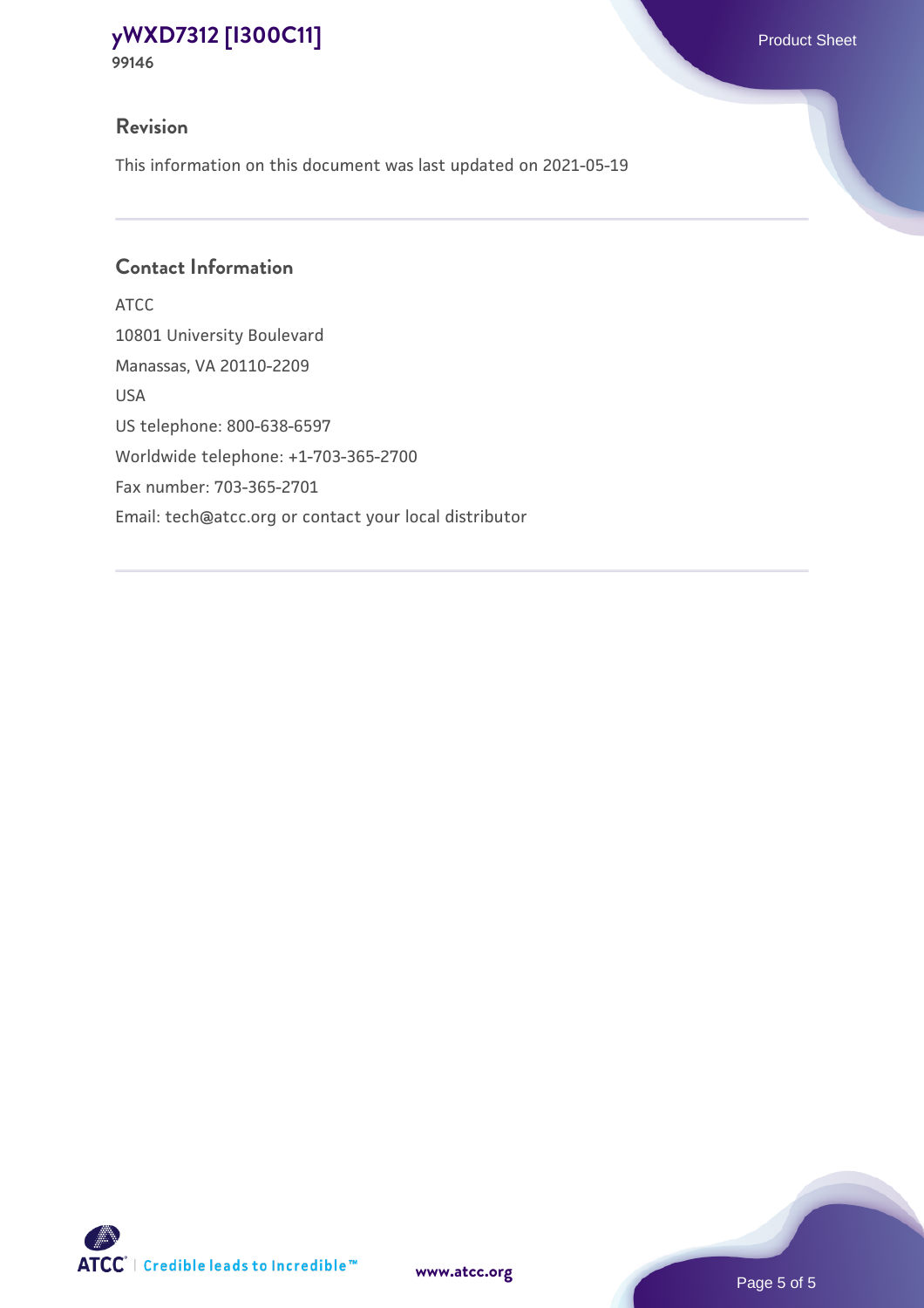## Revision

This information on this document was last updated on 2021-05-19

## Contact Information

ATCC
10801 University Boulevard
Manassas, VA 20110-2209
USA
US telephone: 800-638-6597
Worldwide telephone: +1-703-365-2700
Fax number: 703-365-2701
Email: tech@atcc.org or contact your local distributor